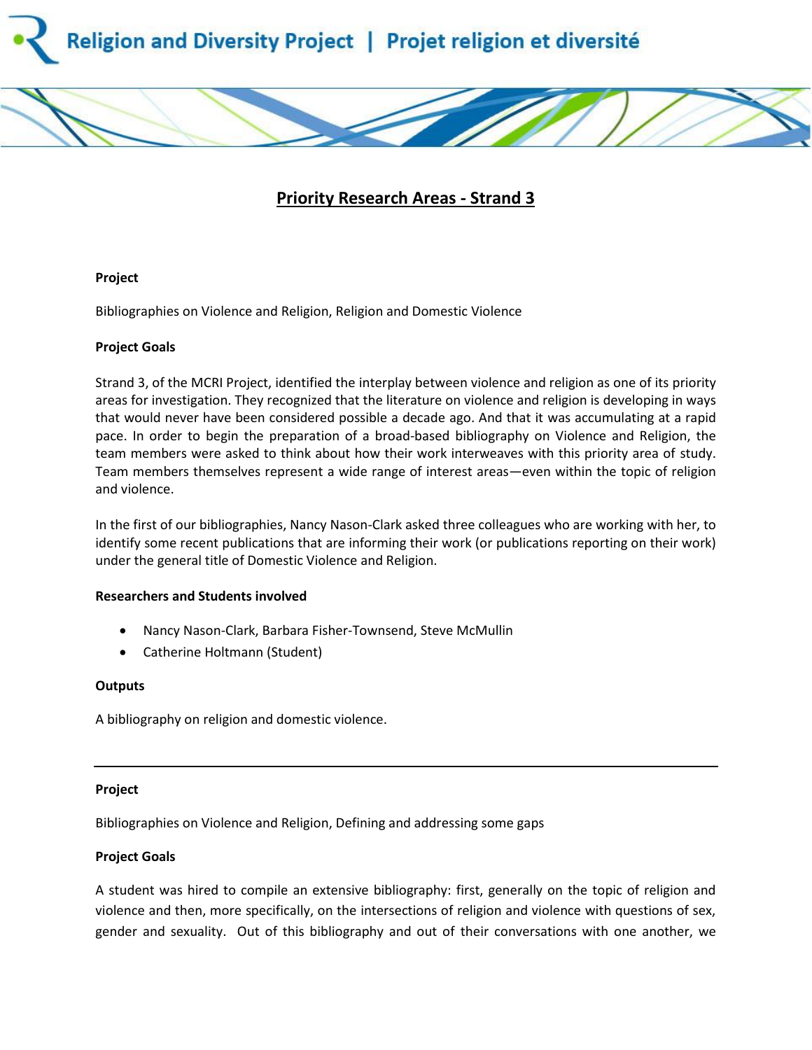Religion and Diversity Project | Projet religion et diversité

# Priority Research Areas - Strand 3

**Project**

Bibliographies on Violence and Religion, Religion and Domestic Violence

**Project Goals**

Strand 3, of the MCRI Project, identified the interplay between violence and religion as one of its priority areas for investigation. They recognized that the literature on violence and religion is developing in ways that would never have been considered possible a decade ago. And that it was accumulating at a rapid pace. In order to begin the preparation of a broad-based bibliography on Violence and Religion, the team members were asked to think about how their work interweaves with this priority area of study. Team members themselves represent a wide range of interest areas—even within the topic of religion and violence.

In the first of our bibliographies, Nancy Nason-Clark asked three colleagues who are working with her, to identify some recent publications that are informing their work (or publications reporting on their work) under the general title of Domestic Violence and Religion.

**Researchers and Students involved**

- Nancy Nason-Clark, Barbara Fisher-Townsend, Steve McMullin
- Catherine Holtmann (Student)

**Outputs**

A bibliography on religion and domestic violence.

---

**Project**

Bibliographies on Violence and Religion, Defining and addressing some gaps

**Project Goals**

A student was hired to compile an extensive bibliography: first, generally on the topic of religion and violence and then, more specifically, on the intersections of religion and violence with questions of sex, gender and sexuality. Out of this bibliography and out of their conversations with one another, we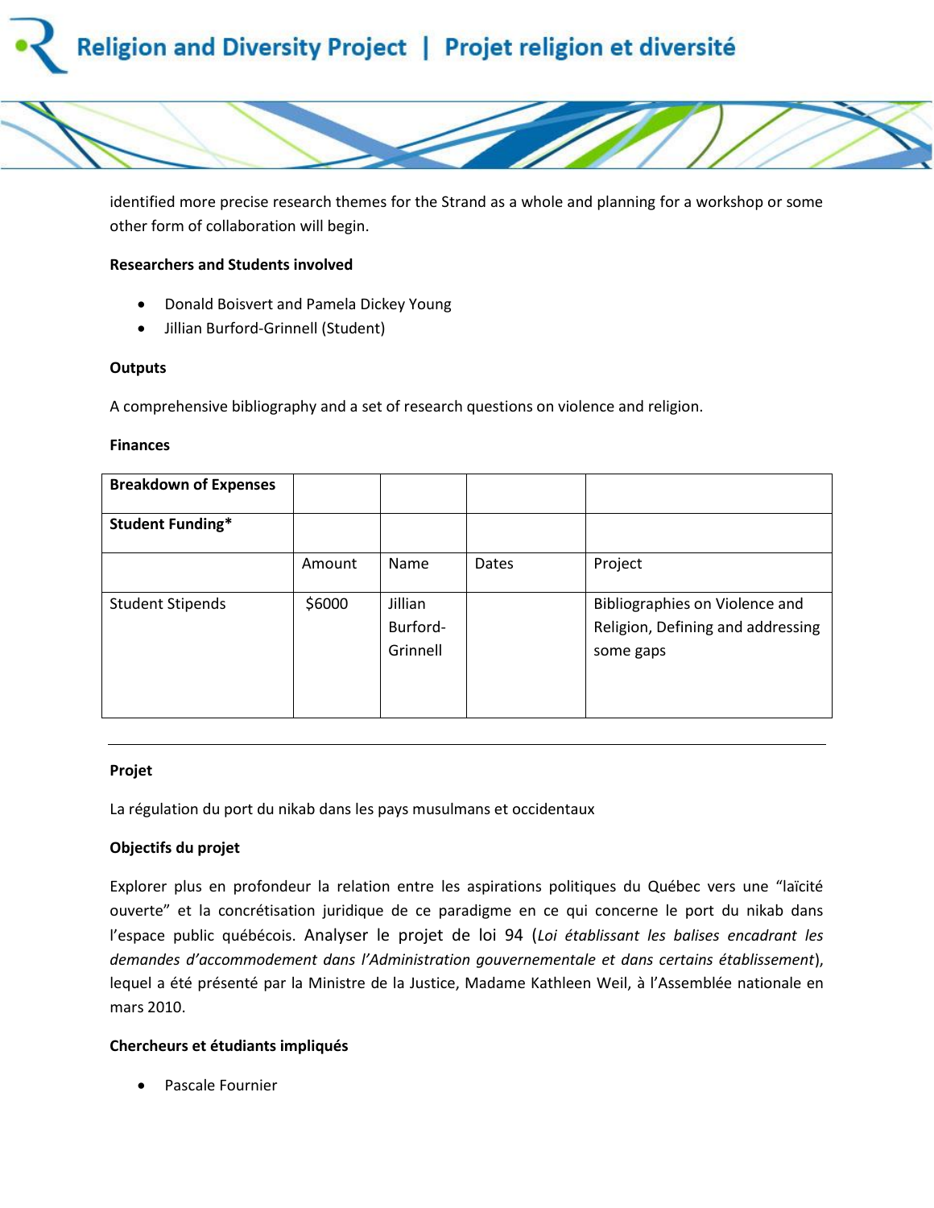identified more precise research themes for the Strand as a whole and planning for a workshop or some other form of collaboration will begin.

**Researchers and Students involved**

- Donald Boisvert and Pamela Dickey Young
- Jillian Burford-Grinnell (Student)

**Outputs**

A comprehensive bibliography and a set of research questions on violence and religion.

**Finances**

| **Breakdown of Expenses** | | | | |
|---|---|---|---|---|
| **Student Funding*** | | | | |
| | Amount | Name | Dates | Project |
| Student Stipends | $6000 | Jillian Burford-Grinnell | | Bibliographies on Violence and Religion, Defining and addressing some gaps |

---

**Projet**

La régulation du port du nikab dans les pays musulmans et occidentaux

**Objectifs du projet**

Explorer plus en profondeur la relation entre les aspirations politiques du Québec vers une “laïcité ouverte” et la concrétisation juridique de ce paradigme en ce qui concerne le port du nikab dans l’espace public québécois. Analyser le projet de loi 94 (*Loi établissant les balises encadrant les demandes d’accommodement dans l’Administration gouvernementale et dans certains établissement*), lequel a été présenté par la Ministre de la Justice, Madame Kathleen Weil, à l’Assemblée nationale en mars 2010.

**Chercheurs et étudiants impliqués**

- Pascale Fournier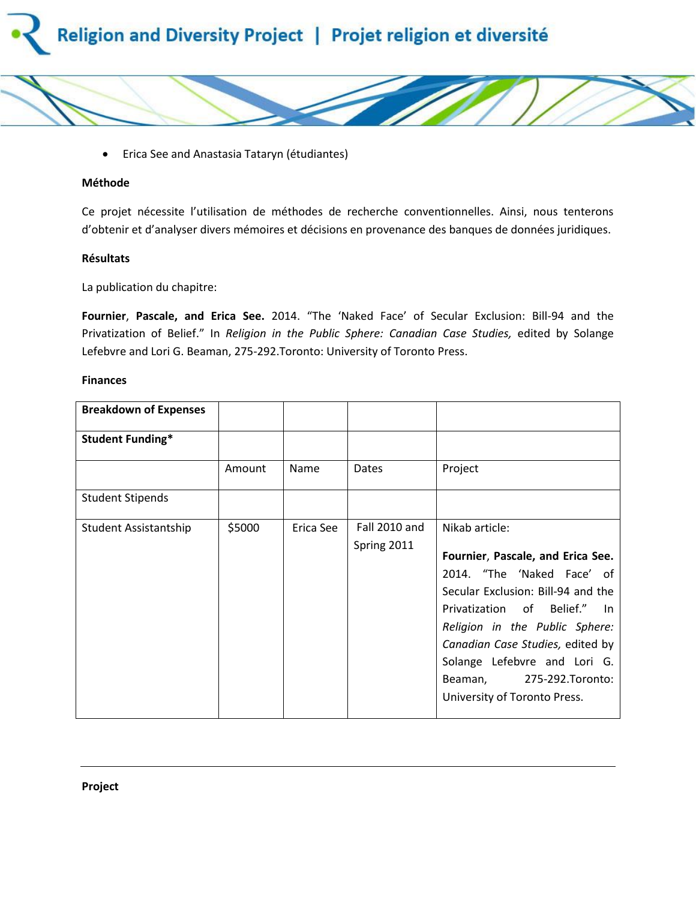- Erica See and Anastasia Tataryn (étudiantes)

**Méthode**

Ce projet nécessite l'utilisation de méthodes de recherche conventionnelles. Ainsi, nous tenterons d'obtenir et d'analyser divers mémoires et décisions en provenance des banques de données juridiques.

**Résultats**

La publication du chapitre:

**Fournier**, **Pascale, and Erica See.** 2014. "The 'Naked Face' of Secular Exclusion: Bill-94 and the Privatization of Belief." In *Religion in the Public Sphere: Canadian Case Studies,* edited by Solange Lefebvre and Lori G. Beaman, 275-292.Toronto: University of Toronto Press.

**Finances**

| **Breakdown of Expenses** | | | | |
|---|---|---|---|---|
| **Student Funding*** | | | | |
| | Amount | Name | Dates | Project |
| Student Stipends | | | | |
| Student Assistantship | $5000 | Erica See | Fall 2010 and Spring 2011 | Nikab article: **Fournier**, **Pascale, and Erica See.** 2014. "The 'Naked Face' of Secular Exclusion: Bill-94 and the Privatization of Belief." In *Religion in the Public Sphere: Canadian Case Studies,* edited by Solange Lefebvre and Lori G. Beaman, 275-292.Toronto: University of Toronto Press. |

---

**Project**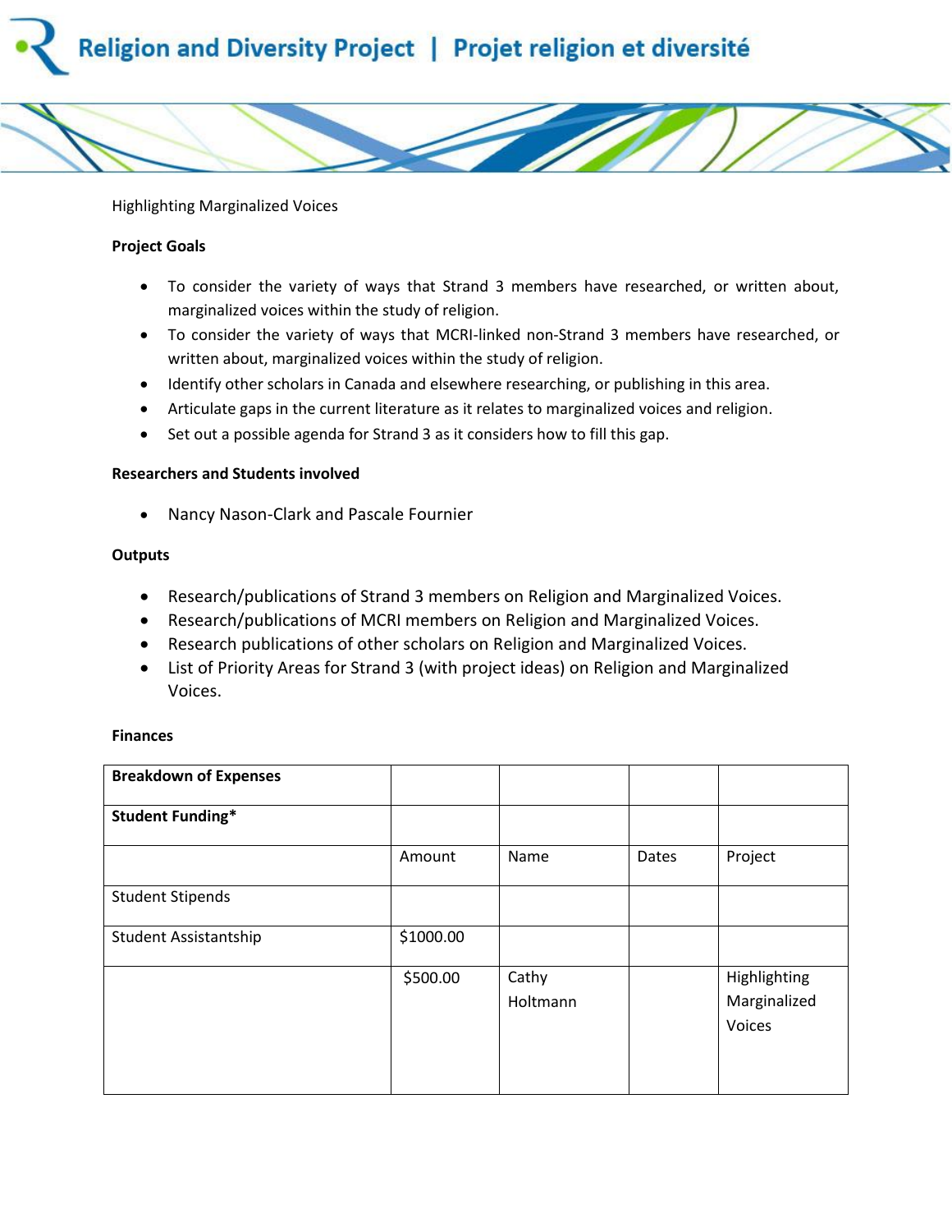Highlighting Marginalized Voices

**Project Goals**

- To consider the variety of ways that Strand 3 members have researched, or written about, marginalized voices within the study of religion.
- To consider the variety of ways that MCRI-linked non-Strand 3 members have researched, or written about, marginalized voices within the study of religion.
- Identify other scholars in Canada and elsewhere researching, or publishing in this area.
- Articulate gaps in the current literature as it relates to marginalized voices and religion.
- Set out a possible agenda for Strand 3 as it considers how to fill this gap.

**Researchers and Students involved**

- Nancy Nason-Clark and Pascale Fournier

**Outputs**

- Research/publications of Strand 3 members on Religion and Marginalized Voices.
- Research/publications of MCRI members on Religion and Marginalized Voices.
- Research publications of other scholars on Religion and Marginalized Voices.
- List of Priority Areas for Strand 3 (with project ideas) on Religion and Marginalized Voices.

**Finances**

| **Breakdown of Expenses** | | | | |
|---|---|---|---|---|
| **Student Funding*** | | | | |
| | Amount | Name | Dates | Project |
| Student Stipends | | | | |
| Student Assistantship | $1000.00 | | | |
| | $500.00 | Cathy Holtmann | | Highlighting Marginalized Voices |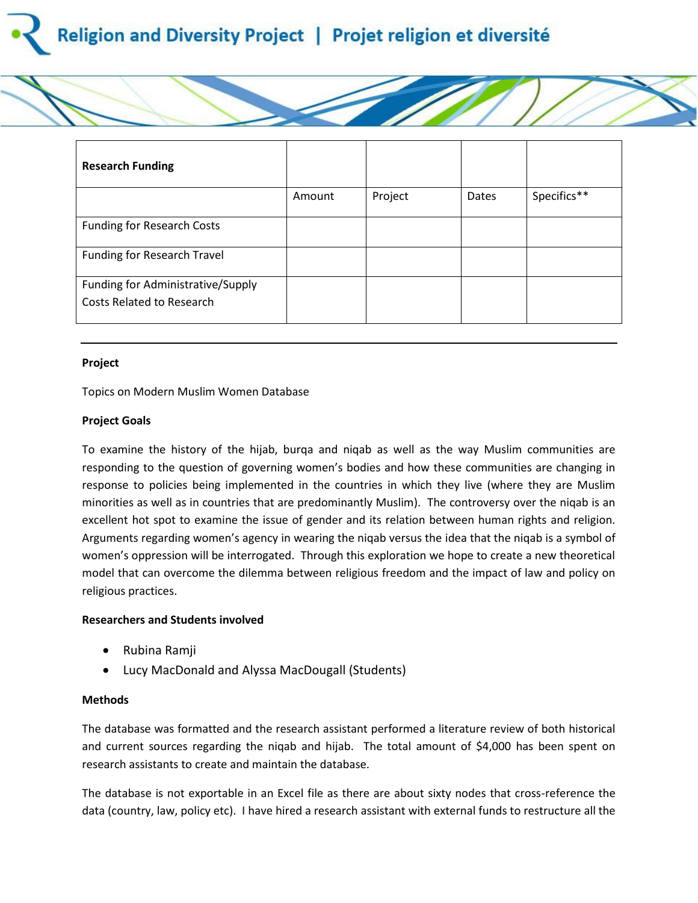| Research Funding | | | | |
|---|---|---|---|---|
| | Amount | Project | Dates | Specifics** |
| Funding for Research Costs | | | | |
| Funding for Research Travel | | | | |
| Funding for Administrative/Supply Costs Related to Research | | | | |

---

**Project**

Topics on Modern Muslim Women Database

**Project Goals**

To examine the history of the hijab, burqa and niqab as well as the way Muslim communities are responding to the question of governing women's bodies and how these communities are changing in response to policies being implemented in the countries in which they live (where they are Muslim minorities as well as in countries that are predominantly Muslim). The controversy over the niqab is an excellent hot spot to examine the issue of gender and its relation between human rights and religion. Arguments regarding women's agency in wearing the niqab versus the idea that the niqab is a symbol of women's oppression will be interrogated. Through this exploration we hope to create a new theoretical model that can overcome the dilemma between religious freedom and the impact of law and policy on religious practices.

**Researchers and Students involved**

- Rubina Ramji
- Lucy MacDonald and Alyssa MacDougall (Students)

**Methods**

The database was formatted and the research assistant performed a literature review of both historical and current sources regarding the niqab and hijab. The total amount of $4,000 has been spent on research assistants to create and maintain the database.

The database is not exportable in an Excel file as there are about sixty nodes that cross-reference the data (country, law, policy etc). I have hired a research assistant with external funds to restructure all the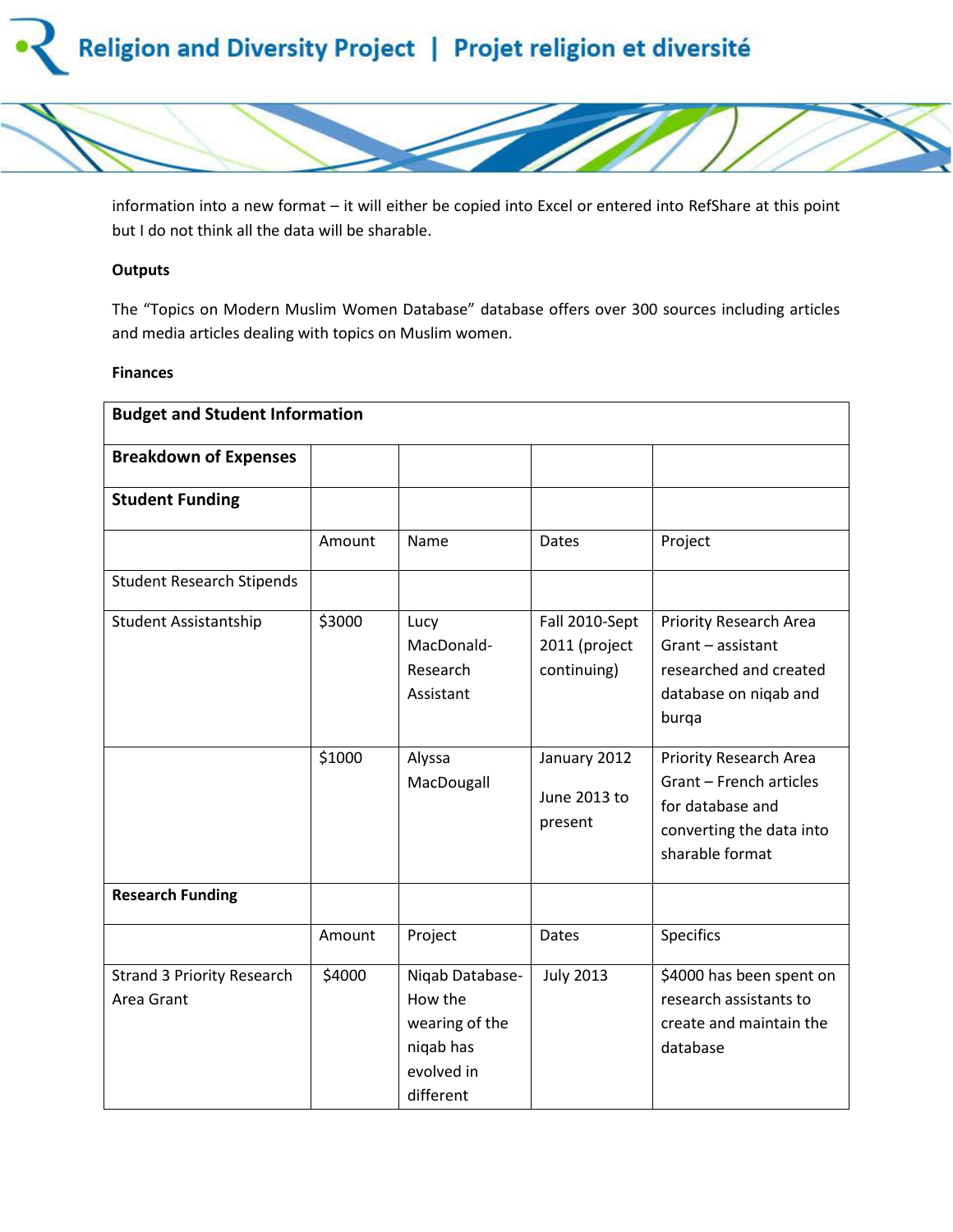information into a new format – it will either be copied into Excel or entered into RefShare at this point but I do not think all the data will be sharable.

**Outputs**

The "Topics on Modern Muslim Women Database" database offers over 300 sources including articles and media articles dealing with topics on Muslim women.

**Finances**

| **Budget and Student Information** | | | | |
|---|---|---|---|---|
| **Breakdown of Expenses** | | | | |
| **Student Funding** | | | | |
| | Amount | Name | Dates | Project |
| Student Research Stipends | | | | |
| Student Assistantship | $3000 | Lucy MacDonald- Research Assistant | Fall 2010-Sept 2011 (project continuing) | Priority Research Area Grant – assistant researched and created database on niqab and burqa |
| | $1000 | Alyssa MacDougall | January 2012<br>June 2013 to present | Priority Research Area Grant – French articles for database and converting the data into sharable format |
| **Research Funding** | | | | |
| | Amount | Project | Dates | Specifics |
| Strand 3 Priority Research Area Grant | $4000 | Niqab Database- How the wearing of the niqab has evolved in different | July 2013 | $4000 has been spent on research assistants to create and maintain the database |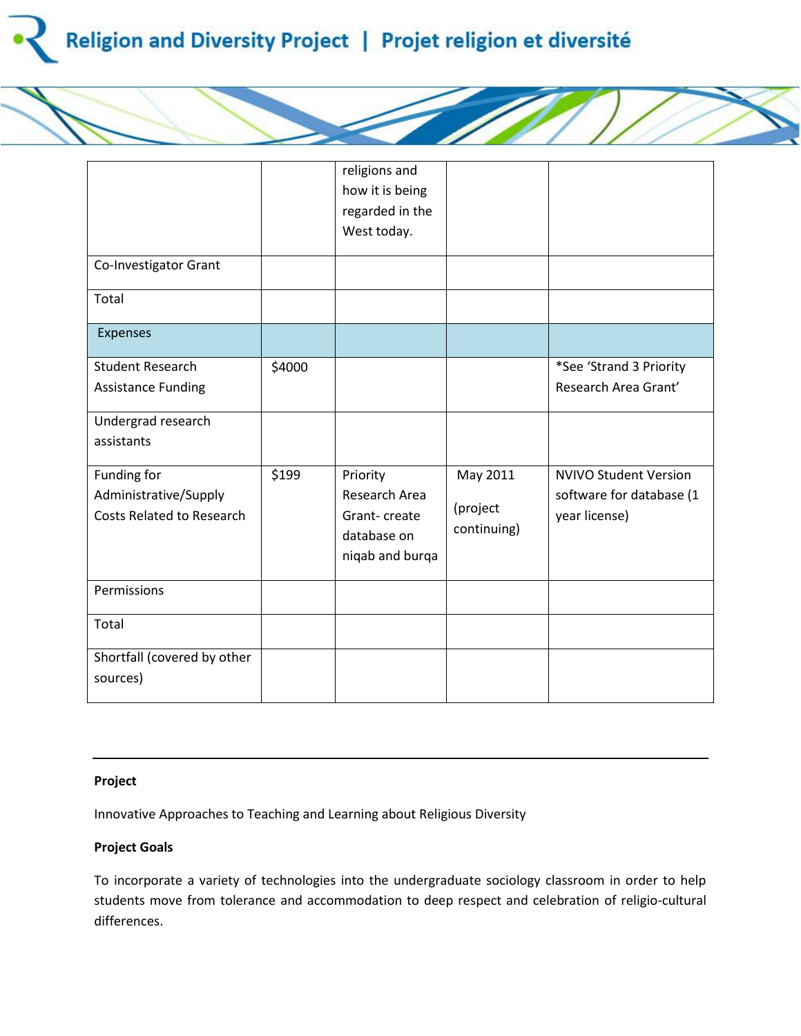| | | religions and how it is being regarded in the West today. | | |
|---|---|---|---|---|
| Co-Investigator Grant | | | | |
| Total | | | | |
| Expenses | | | | |
| Student Research Assistance Funding | $4000 | | | *See 'Strand 3 Priority Research Area Grant' |
| Undergrad research assistants | | | | |
| Funding for Administrative/Supply Costs Related to Research | $199 | Priority Research Area Grant- create database on niqab and burqa | May 2011 (project continuing) | NVIVO Student Version software for database (1 year license) |
| Permissions | | | | |
| Total | | | | |
| Shortfall (covered by other sources) | | | | |

---

**Project**

Innovative Approaches to Teaching and Learning about Religious Diversity

**Project Goals**

To incorporate a variety of technologies into the undergraduate sociology classroom in order to help students move from tolerance and accommodation to deep respect and celebration of religio-cultural differences.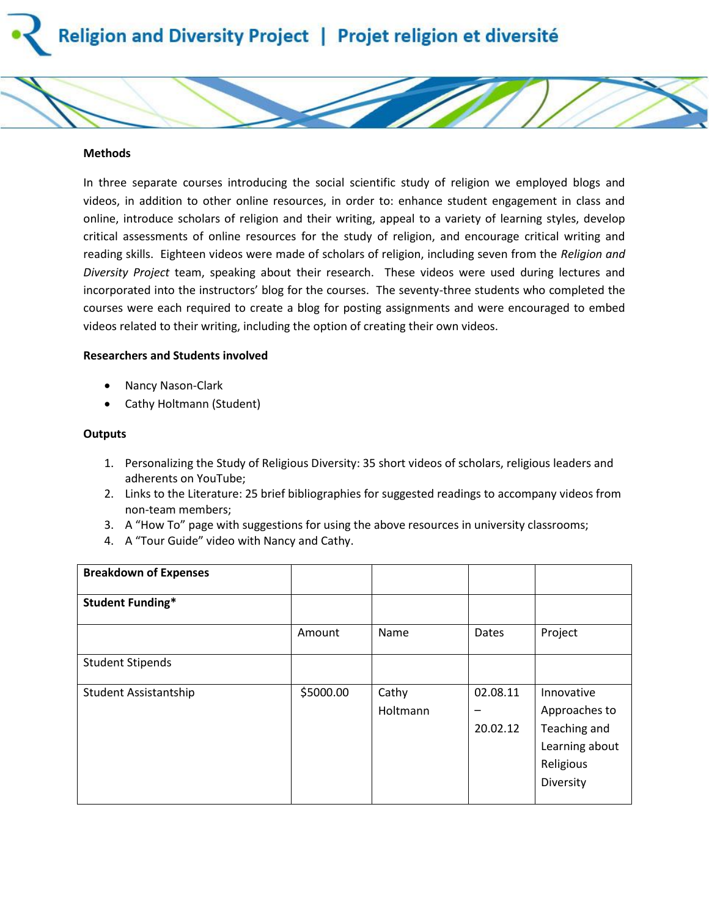**Methods**

In three separate courses introducing the social scientific study of religion we employed blogs and videos, in addition to other online resources, in order to: enhance student engagement in class and online, introduce scholars of religion and their writing, appeal to a variety of learning styles, develop critical assessments of online resources for the study of religion, and encourage critical writing and reading skills. Eighteen videos were made of scholars of religion, including seven from the *Religion and Diversity Project* team, speaking about their research. These videos were used during lectures and incorporated into the instructors' blog for the courses. The seventy-three students who completed the courses were each required to create a blog for posting assignments and were encouraged to embed videos related to their writing, including the option of creating their own videos.

**Researchers and Students involved**

- Nancy Nason-Clark
- Cathy Holtmann (Student)

**Outputs**

1. Personalizing the Study of Religious Diversity: 35 short videos of scholars, religious leaders and adherents on YouTube;
2. Links to the Literature: 25 brief bibliographies for suggested readings to accompany videos from non-team members;
3. A "How To" page with suggestions for using the above resources in university classrooms;
4. A "Tour Guide" video with Nancy and Cathy.

| **Breakdown of Expenses** | | | | |
|---|---|---|---|---|
| **Student Funding*** | | | | |
| | Amount | Name | Dates | Project |
| Student Stipends | | | | |
| Student Assistantship | $5000.00 | Cathy Holtmann | 02.08.11 – 20.02.12 | Innovative Approaches to Teaching and Learning about Religious Diversity |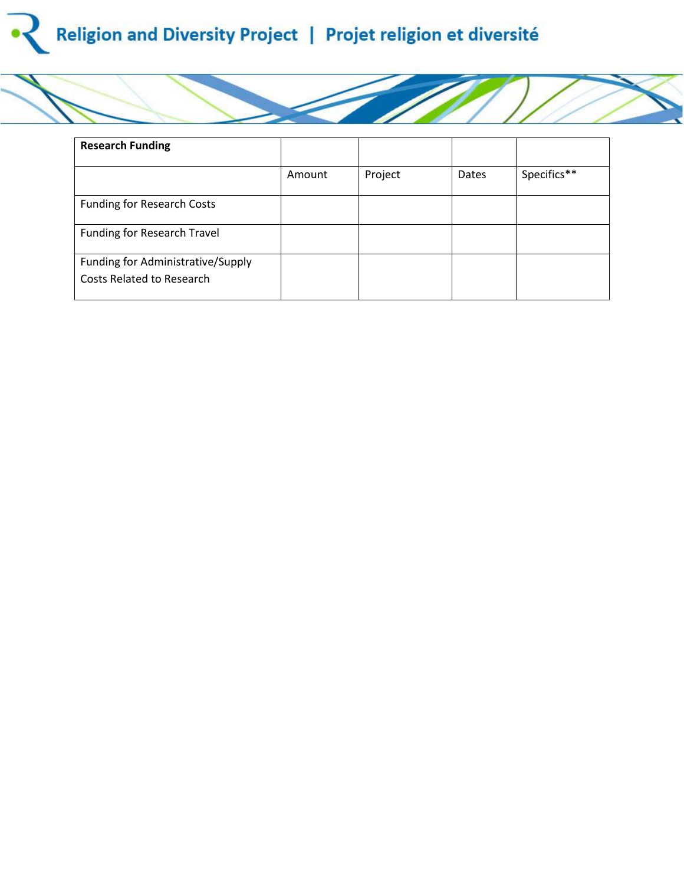| **Research Funding** | | | | |
|---|---|---|---|---|
| | Amount | Project | Dates | Specifics** |
| Funding for Research Costs | | | | |
| Funding for Research Travel | | | | |
| Funding for Administrative/Supply Costs Related to Research | | | | |